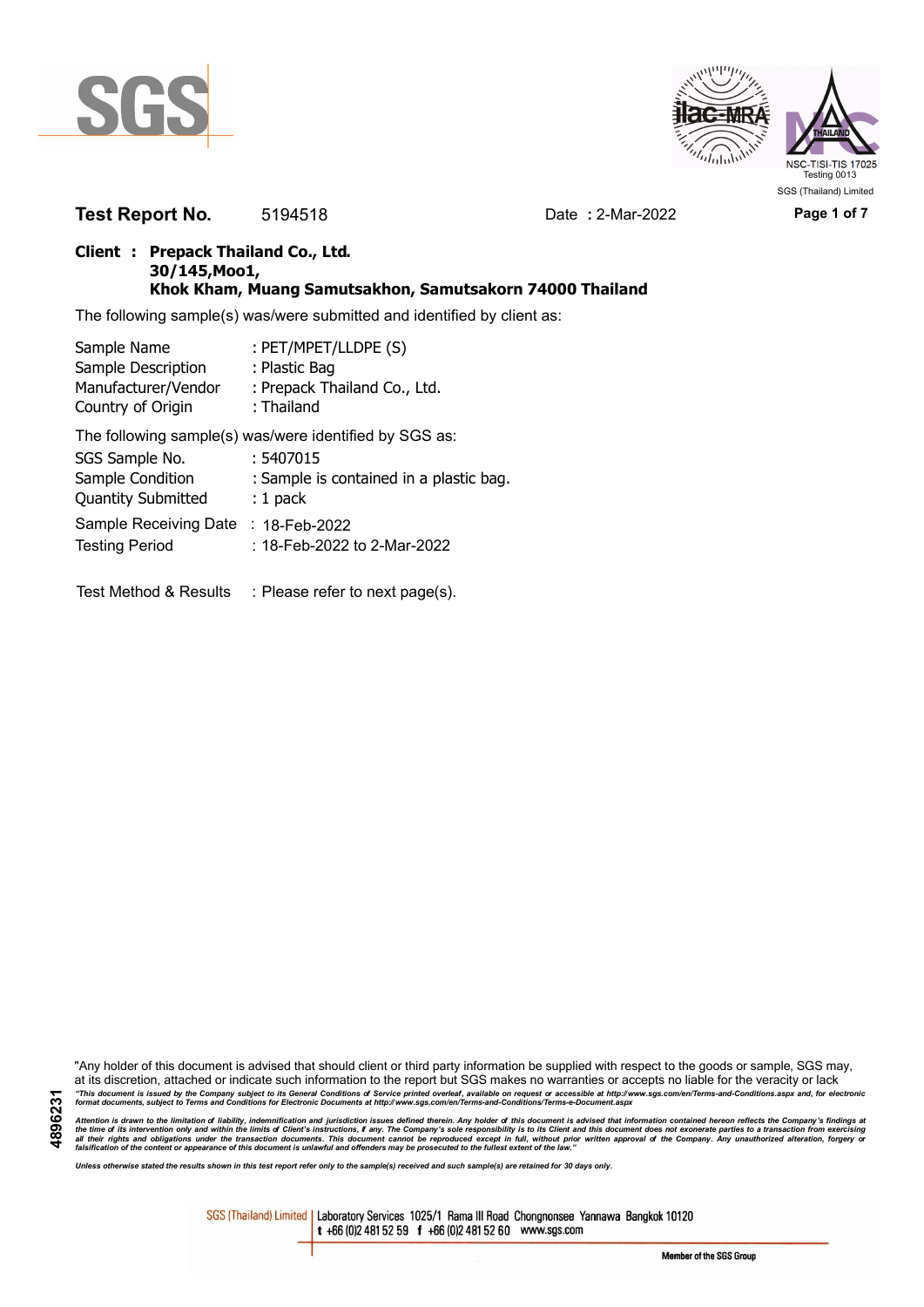SGS (Thailand) Limited

**Test Report No.** 5194518 Date **:** 2-Mar-2022

**Client : Prepack Thailand Co., Ltd.**
**30/145,Moo1,**
**Khok Kham, Muang Samutsakhon, Samutsakorn 74000 Thailand**

The following sample(s) was/were submitted and identified by client as:

Sample Name : PET/MPET/LLDPE (S)
Sample Description : Plastic Bag
Manufacturer/Vendor : Prepack Thailand Co., Ltd.
Country of Origin : Thailand

The following sample(s) was/were identified by SGS as:

SGS Sample No. : 5407015
Sample Condition : Sample is contained in a plastic bag.
Quantity Submitted : 1 pack
Sample Receiving Date : 18-Feb-2022
Testing Period : 18-Feb-2022 to 2-Mar-2022

Test Method & Results : Please refer to next page(s).

"Any holder of this document is advised that should client or third party information be supplied with respect to the goods or sample, SGS may, at its discretion, attached or indicate such information to the report but SGS makes no warranties or accepts no liable for the veracity or lack

*"This document is issued by the Company subject to its General Conditions of Service printed overleaf, available on request or accessible at http://www.sgs.com/en/Terms-and-Conditions.aspx and, for electronic format documents, subject to Terms and Conditions for Electronic Documents at http://www.sgs.com/en/Terms-and-Conditions/Terms-e-Document.aspx*

*Attention is drawn to the limitation of liability, indemnification and jurisdiction issues defined therein. Any holder of this document is advised that information contained hereon reflects the Company's findings at the time of its intervention only and within the limits of Client's instructions, if any. The Company's sole responsibility is to its Client and this document does not exonerate parties to a transaction from exercising all their rights and obligations under the transaction documents. This document cannot be reproduced except in full, without prior written approval of the Company. Any unauthorized alteration, forgery or falsification of the content or appearance of this document is unlawful and offenders may be prosecuted to the fullest extent of the law."*

*Unless otherwise stated the results shown in this test report refer only to the sample(s) received and such sample(s) are retained for 30 days only.*

4896231

SGS (Thailand) Limited | Laboratory Services 1025/1 Rama III Road Chongnonsee Yannawa Bangkok 10120
t +66 (0)2 481 52 59 f +66 (0)2 481 52 60 www.sgs.com

Member of the SGS Group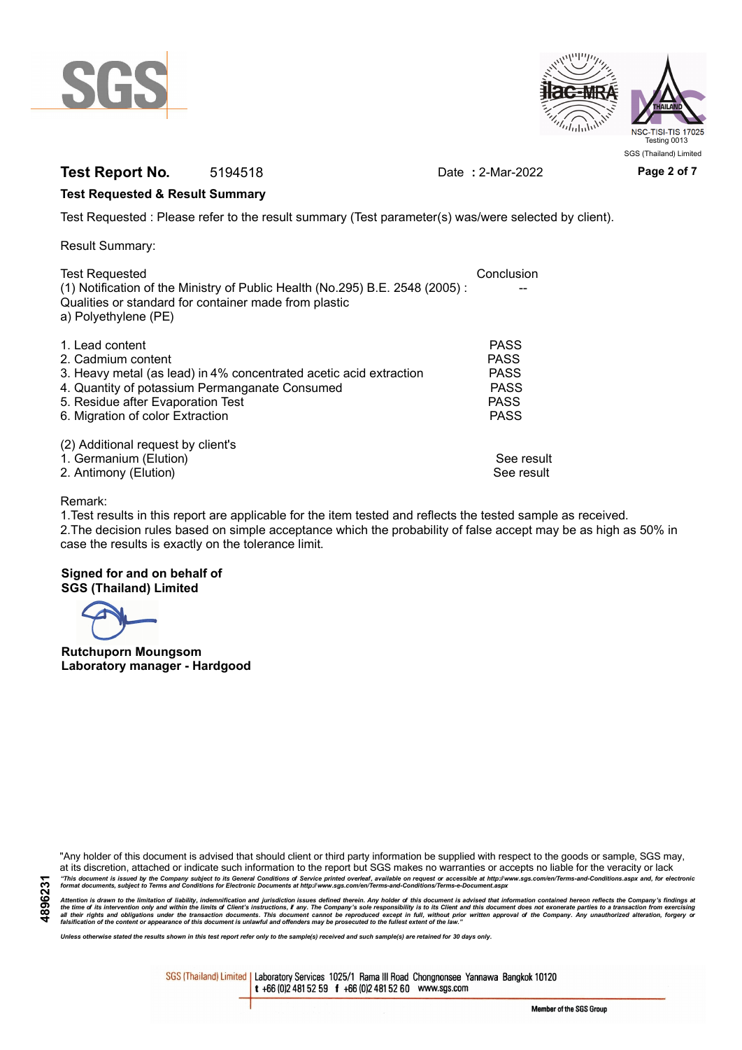**Test Report No.** 5194518 Date : 2-Mar-2022

**Test Requested & Result Summary**

Test Requested : Please refer to the result summary (Test parameter(s) was/were selected by client).

Result Summary:

| Test Requested | Conclusion |
|---|---|
| (1) Notification of the Ministry of Public Health (No.295) B.E. 2548 (2005) : Qualities or standard for container made from plastic<br>a) Polyethylene (PE) | -- |
| 1. Lead content | PASS |
| 2. Cadmium content | PASS |
| 3. Heavy metal (as lead) in 4% concentrated acetic acid extraction | PASS |
| 4. Quantity of potassium Permanganate Consumed | PASS |
| 5. Residue after Evaporation Test | PASS |
| 6. Migration of color Extraction | PASS |
| (2) Additional request by client's | |
| 1. Germanium (Elution) | See result |
| 2. Antimony (Elution) | See result |

Remark:

1.Test results in this report are applicable for the item tested and reflects the tested sample as received.

2.The decision rules based on simple acceptance which the probability of false accept may be as high as 50% in case the results is exactly on the tolerance limit.

**Signed for and on behalf of**
**SGS (Thailand) Limited**

**Rutchuporn Moungsom**
**Laboratory manager - Hardgood**

"Any holder of this document is advised that should client or third party information be supplied with respect to the goods or sample, SGS may, at its discretion, attached or indicate such information to the report but SGS makes no warranties or accepts no liable for the veracity or lack

*"This document is issued by the Company subject to its General Conditions of Service printed overleaf, available on request or accessible at http://www.sgs.com/en/Terms-and-Conditions.aspx and, for electronic format documents, subject to Terms and Conditions for Electronic Documents at http://www.sgs.com/en/Terms-and-Conditions/Terms-e-Document.aspx*

*Attention is drawn to the limitation of liability, indemnification and jurisdiction issues defined therein. Any holder of this document is advised that information contained hereon reflects the Company's findings at the time of its intervention only and within the limits of Client's instructions, if any. The Company's sole responsibility is to its Client and this document does not exonerate parties to a transaction from exercising all their rights and obligations under the transaction documents. This document cannot be reproduced except in full, without prior written approval of the Company. Any unauthorized alteration, forgery or falsification of the content or appearance of this document is unlawful and offenders may be prosecuted to the fullest extent of the law."*

*Unless otherwise stated the results shown in this test report refer only to the sample(s) received and such sample(s) are retained for 30 days only.*

4896231

SGS (Thailand) Limited | Laboratory Services 1025/1 Rama III Road Chongnonsee Yannawa Bangkok 10120
t +66 (0)2 481 52 59 f +66 (0)2 481 52 60 www.sgs.com

Member of the SGS Group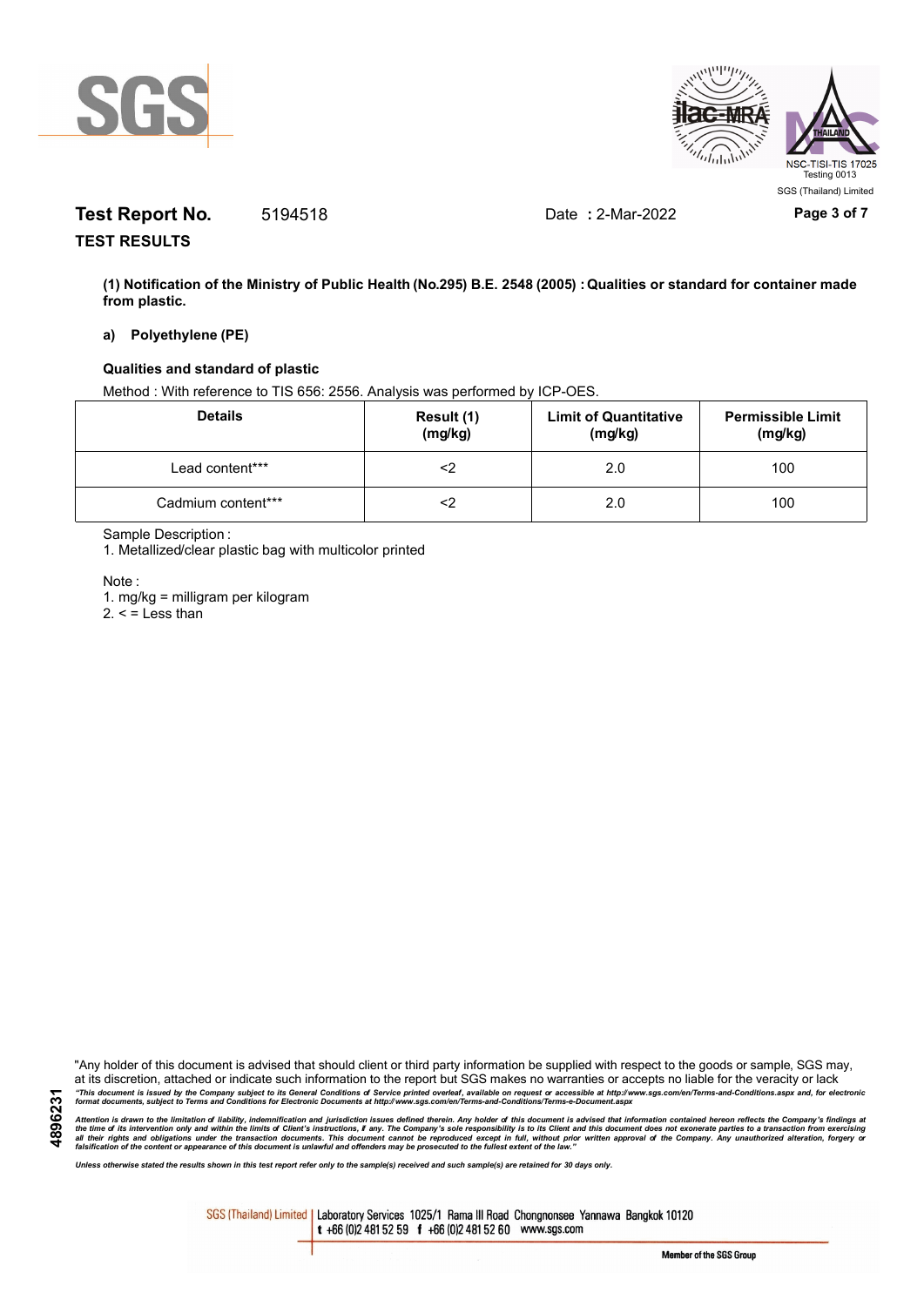**Test Report No.** 5194518 Date : 2-Mar-2022

**TEST RESULTS**

**(1) Notification of the Ministry of Public Health (No.295) B.E. 2548 (2005) : Qualities or standard for container made from plastic.**

**a) Polyethylene (PE)**

**Qualities and standard of plastic**

Method : With reference to TIS 656: 2556. Analysis was performed by ICP-OES.

| Details | Result (1) (mg/kg) | Limit of Quantitative (mg/kg) | Permissible Limit (mg/kg) |
|---|---|---|---|
| Lead content*** | <2 | 2.0 | 100 |
| Cadmium content*** | <2 | 2.0 | 100 |

Sample Description :

1. Metallized/clear plastic bag with multicolor printed

Note :

1. mg/kg = milligram per kilogram
2. < = Less than

"Any holder of this document is advised that should client or third party information be supplied with respect to the goods or sample, SGS may, at its discretion, attached or indicate such information to the report but SGS makes no warranties or accepts no liable for the veracity or lack

*"This document is issued by the Company subject to its General Conditions of Service printed overleaf, available on request or accessible at http://www.sgs.com/en/Terms-and-Conditions.aspx and, for electronic format documents, subject to Terms and Conditions for Electronic Documents at http://www.sgs.com/en/Terms-and-Conditions/Terms-e-Document.aspx*

*Attention is drawn to the limitation of liability, indemnification and jurisdiction issues defined therein. Any holder of this document is advised that information contained hereon reflects the Company's findings at the time of its intervention only and within the limits of Client's instructions, if any. The Company's sole responsibility is to its Client and this document does not exonerate parties to a transaction from exercising all their rights and obligations under the transaction documents. This document cannot be reproduced except in full, without prior written approval of the Company. Any unauthorized alteration, forgery or falsification of the content or appearance of this document is unlawful and offenders may be prosecuted to the fullest extent of the law."*

*Unless otherwise stated the results shown in this test report refer only to the sample(s) received and such sample(s) are retained for 30 days only.*

4896231

SGS (Thailand) Limited | Laboratory Services 1025/1 Rama III Road Chongnonsee Yannawa Bangkok 10120 t +66 (0)2 481 52 59 f +66 (0)2 481 52 60 www.sgs.com

Member of the SGS Group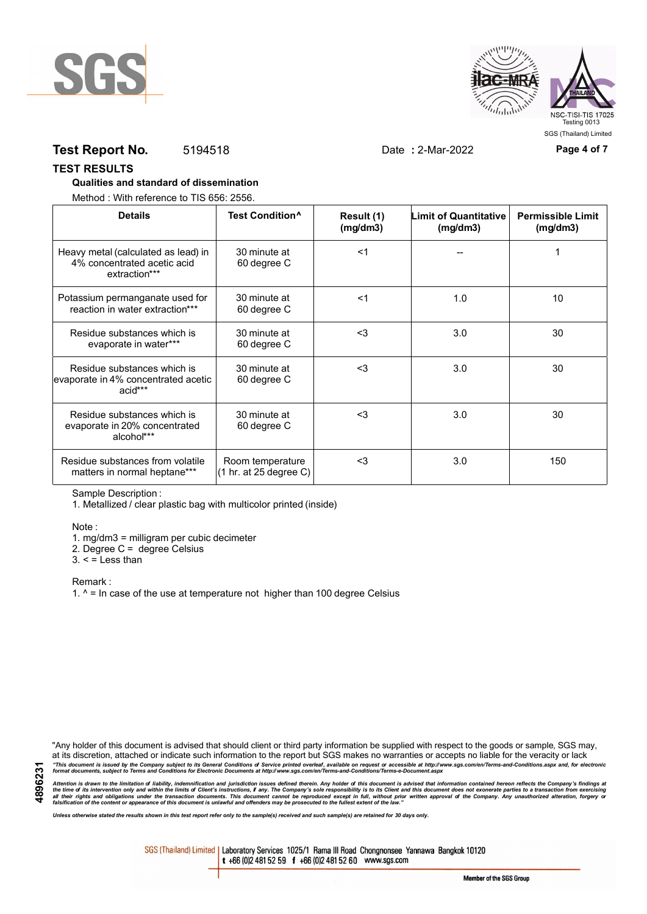**Test Report No.** 5194518 Date **:** 2-Mar-2022

## TEST RESULTS

**Qualities and standard of dissemination**

Method : With reference to TIS 656: 2556.

| Details | Test Condition^ | Result (1) (mg/dm3) | Limit of Quantitative (mg/dm3) | Permissible Limit (mg/dm3) |
|---|---|---|---|---|
| Heavy metal (calculated as lead) in 4% concentrated acetic acid extraction*** | 30 minute at 60 degree C | <1 | -- | 1 |
| Potassium permanganate used for reaction in water extraction*** | 30 minute at 60 degree C | <1 | 1.0 | 10 |
| Residue substances which is evaporate in water*** | 30 minute at 60 degree C | <3 | 3.0 | 30 |
| Residue substances which is evaporate in 4% concentrated acetic acid*** | 30 minute at 60 degree C | <3 | 3.0 | 30 |
| Residue substances which is evaporate in 20% concentrated alcohol*** | 30 minute at 60 degree C | <3 | 3.0 | 30 |
| Residue substances from volatile matters in normal heptane*** | Room temperature (1 hr. at 25 degree C) | <3 | 3.0 | 150 |

Sample Description :

1. Metallized / clear plastic bag with multicolor printed (inside)

Note :

1. mg/dm3 = milligram per cubic decimeter
2. Degree C = degree Celsius
3. < = Less than

Remark :

1. ^ = In case of the use at temperature not higher than 100 degree Celsius

"Any holder of this document is advised that should client or third party information be supplied with respect to the goods or sample, SGS may, at its discretion, attached or indicate such information to the report but SGS makes no warranties or accepts no liable for the veracity or lack

*"This document is issued by the Company subject to its General Conditions of Service printed overleaf, available on request or accessible at http://www.sgs.com/en/Terms-and-Conditions.aspx and, for electronic format documents, subject to Terms and Conditions for Electronic Documents at http://www.sgs.com/en/Terms-and-Conditions/Terms-e-Document.aspx*

*Attention is drawn to the limitation of liability, indemnification and jurisdiction issues defined therein. Any holder of this document is advised that information contained hereon reflects the Company's findings at the time of its intervention only and within the limits of Client's instructions, if any. The Company's sole responsibility is to its Client and this document does not exonerate parties to a transaction from exercising all their rights and obligations under the transaction documents. This document cannot be reproduced except in full, without prior written approval of the Company. Any unauthorized alteration, forgery or falsification of the content or appearance of this document is unlawful and offenders may be prosecuted to the fullest extent of the law."*

*Unless otherwise stated the results shown in this test report refer only to the sample(s) received and such sample(s) are retained for 30 days only.*

4896231

SGS (Thailand) Limited | Laboratory Services 1025/1 Rama III Road Chongnonsee Yannawa Bangkok 10120 t +66 (0)2 481 52 59 f +66 (0)2 481 52 60 www.sgs.com

Member of the SGS Group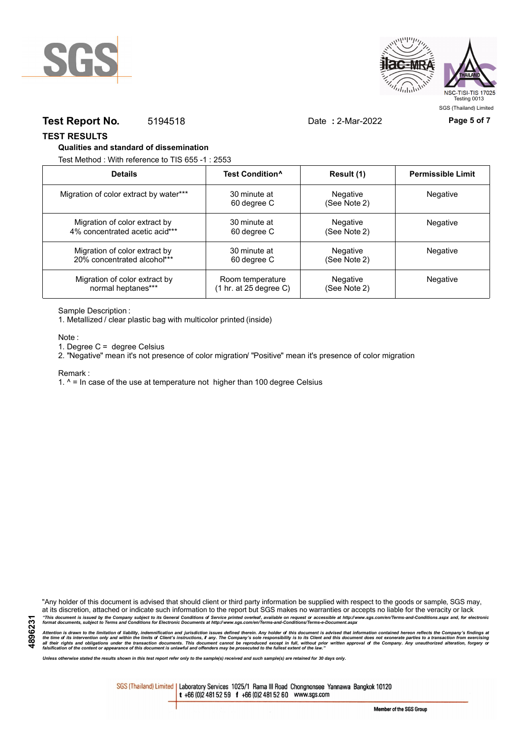**Test Report No.** 5194518 Date **:** 2-Mar-2022

## TEST RESULTS

### Qualities and standard of dissemination

Test Method : With reference to TIS 655 -1 : 2553

| Details | Test Condition^ | Result (1) | Permissible Limit |
|---|---|---|---|
| Migration of color extract by water*** | 30 minute at 60 degree C | Negative (See Note 2) | Negative |
| Migration of color extract by 4% concentrated acetic acid*** | 30 minute at 60 degree C | Negative (See Note 2) | Negative |
| Migration of color extract by 20% concentrated alcohol*** | 30 minute at 60 degree C | Negative (See Note 2) | Negative |
| Migration of color extract by normal heptanes*** | Room temperature (1 hr. at 25 degree C) | Negative (See Note 2) | Negative |

Sample Description :

1. Metallized / clear plastic bag with multicolor printed (inside)

Note :

1. Degree C = degree Celsius
2. "Negative" mean it's not presence of color migration/ "Positive" mean it's presence of color migration

Remark :

1. ^ = In case of the use at temperature not higher than 100 degree Celsius

"Any holder of this document is advised that should client or third party information be supplied with respect to the goods or sample, SGS may, at its discretion, attached or indicate such information to the report but SGS makes no warranties or accepts no liable for the veracity or lack

*"This document is issued by the Company subject to its General Conditions of Service printed overleaf, available on request or accessible at http://www.sgs.com/en/Terms-and-Conditions.aspx and, for electronic format documents, subject to Terms and Conditions for Electronic Documents at http://www.sgs.com/en/Terms-and-Conditions/Terms-e-Document.aspx*

*Attention is drawn to the limitation of liability, indemnification and jurisdiction issues defined therein. Any holder of this document is advised that information contained hereon reflects the Company's findings at the time of its intervention only and within the limits of Client's instructions, if any. The Company's sole responsibility is to its Client and this document does not exonerate parties to a transaction from exercising all their rights and obligations under the transaction documents. This document cannot be reproduced except in full, without prior written approval of the Company. Any unauthorized alteration, forgery or falsification of the content or appearance of this document is unlawful and offenders may be prosecuted to the fullest extent of the law."*

*Unless otherwise stated the results shown in this test report refer only to the sample(s) received and such sample(s) are retained for 30 days only.*

SGS (Thailand) Limited | Laboratory Services 1025/1 Rama III Road Chongnonsee Yannawa Bangkok 10120 t +66 (0)2 481 52 59 f +66 (0)2 481 52 60 www.sgs.com

Member of the SGS Group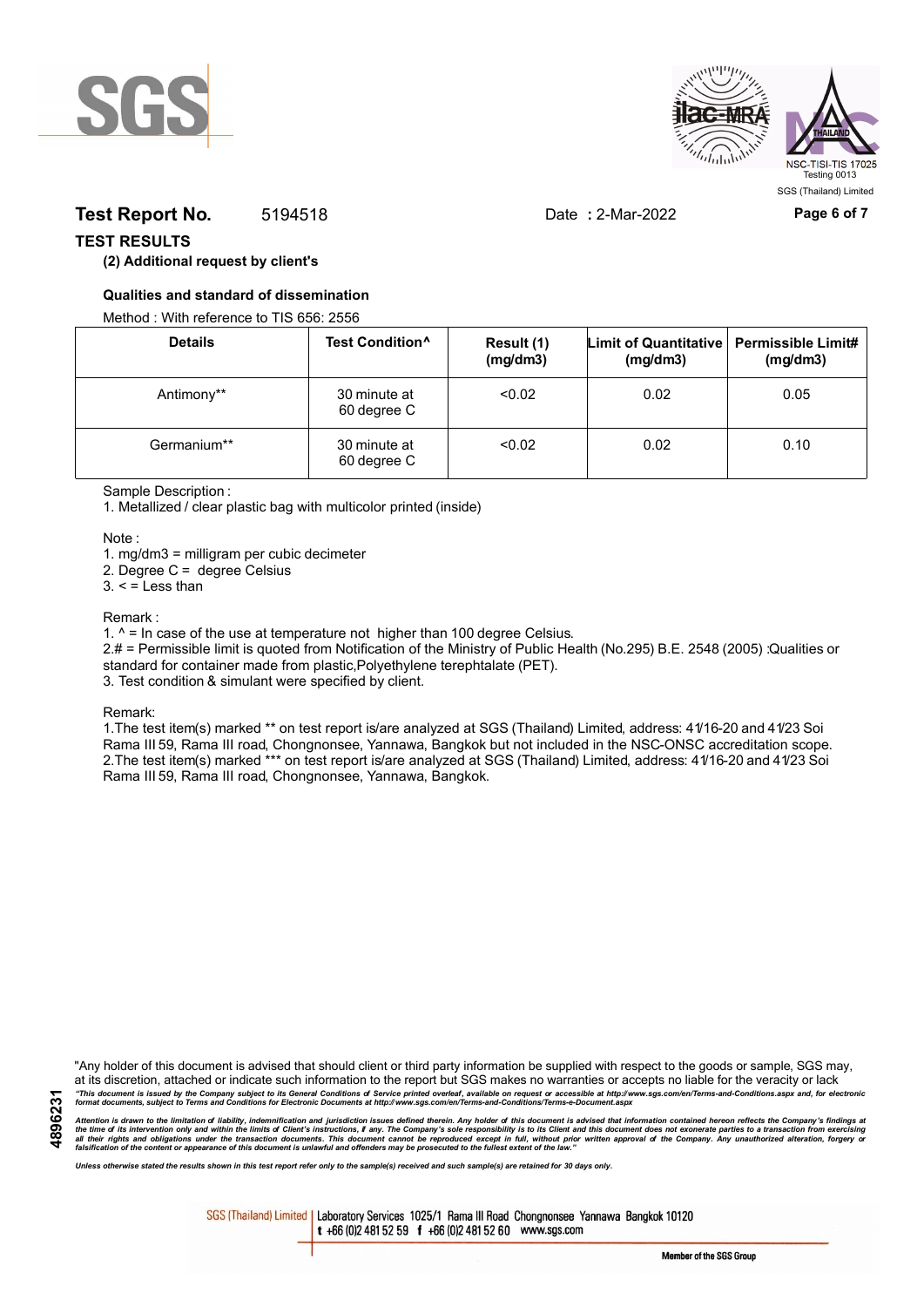**Test Report No.** 5194518 Date **:** 2-Mar-2022

## TEST RESULTS

**(2) Additional request by client's**

**Qualities and standard of dissemination**

Method : With reference to TIS 656: 2556

| Details | Test Condition^ | Result (1) (mg/dm3) | Limit of Quantitative (mg/dm3) | Permissible Limit# (mg/dm3) |
|---|---|---|---|---|
| Antimony** | 30 minute at 60 degree C | <0.02 | 0.02 | 0.05 |
| Germanium** | 30 minute at 60 degree C | <0.02 | 0.02 | 0.10 |

Sample Description :

1. Metallized / clear plastic bag with multicolor printed (inside)

Note :

1. mg/dm3 = milligram per cubic decimeter
2. Degree C = degree Celsius
3. < = Less than

Remark :

1. ^ = In case of the use at temperature not higher than 100 degree Celsius.
2. # = Permissible limit is quoted from Notification of the Ministry of Public Health (No.295) B.E. 2548 (2005) :Qualities or standard for container made from plastic,Polyethylene terephtalate (PET).
3. Test condition & simulant were specified by client.

Remark:

1. The test item(s) marked ** on test report is/are analyzed at SGS (Thailand) Limited, address: 41/16-20 and 41/23 Soi Rama III 59, Rama III road, Chongnonsee, Yannawa, Bangkok but not included in the NSC-ONSC accreditation scope.
2. The test item(s) marked *** on test report is/are analyzed at SGS (Thailand) Limited, address: 41/16-20 and 41/23 Soi Rama III 59, Rama III road, Chongnonsee, Yannawa, Bangkok.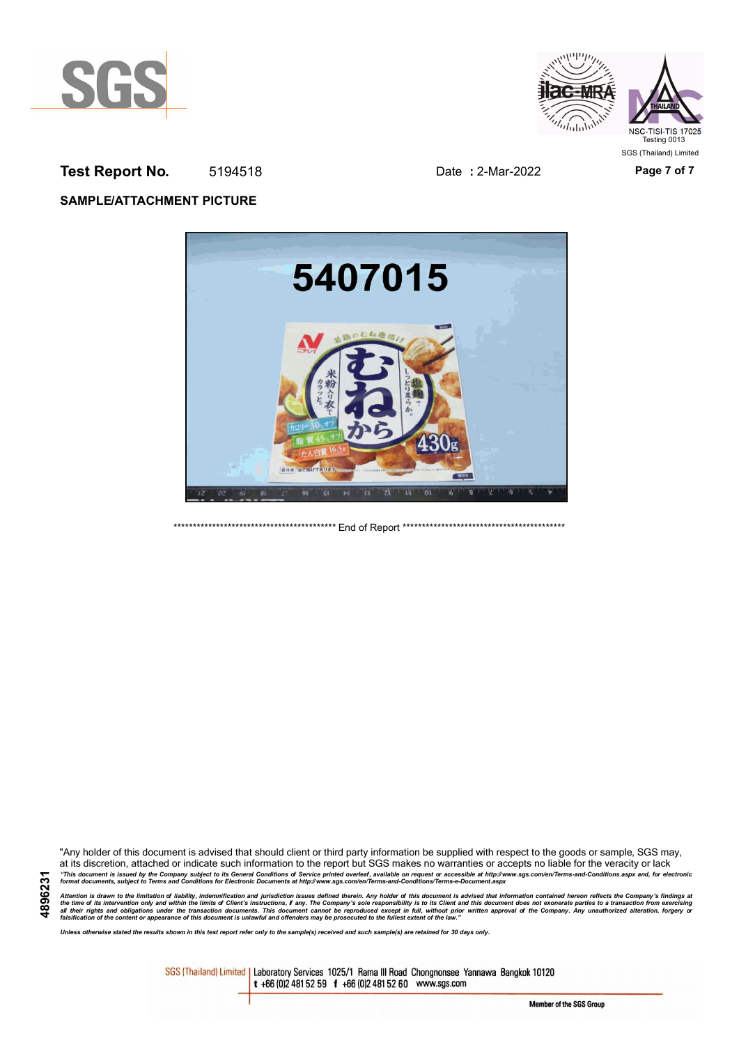**Test Report No.** 5194518 Date : 2-Mar-2022

**SAMPLE/ATTACHMENT PICTURE**

********************************************* End of Report *********************************************

"Any holder of this document is advised that should client or third party information be supplied with respect to the goods or sample, SGS may, at its discretion, attached or indicate such information to the report but SGS makes no warranties or accepts no liable for the veracity or lack

*"This document is issued by the Company subject to its General Conditions of Service printed overleaf, available on request or accessible at http://www.sgs.com/en/Terms-and-Conditions.aspx and, for electronic format documents, subject to Terms and Conditions for Electronic Documents at http://www.sgs.com/en/Terms-and-Conditions/Terms-e-Document.aspx*

*Attention is drawn to the limitation of liability, indemnification and jurisdiction issues defined therein. Any holder of this document is advised that information contained hereon reflects the Company's findings at the time of its intervention only and within the limits of Client's instructions, if any. The Company's sole responsibility is to its Client and this document does not exonerate parties to a transaction from exercising all their rights and obligations under the transaction documents. This document cannot be reproduced except in full, without prior written approval of the Company. Any unauthorized alteration, forgery or falsification of the content or appearance of this document is unlawful and offenders may be prosecuted to the fullest extent of the law."*

*Unless otherwise stated the results shown in this test report refer only to the sample(s) received and such sample(s) are retained for 30 days only.*

4896231

SGS (Thailand) Limited | Laboratory Services 1025/1 Rama III Road Chongnonsee Yannawa Bangkok 10120
t +66 (0)2 481 52 59 f +66 (0)2 481 52 60 www.sgs.com

Member of the SGS Group